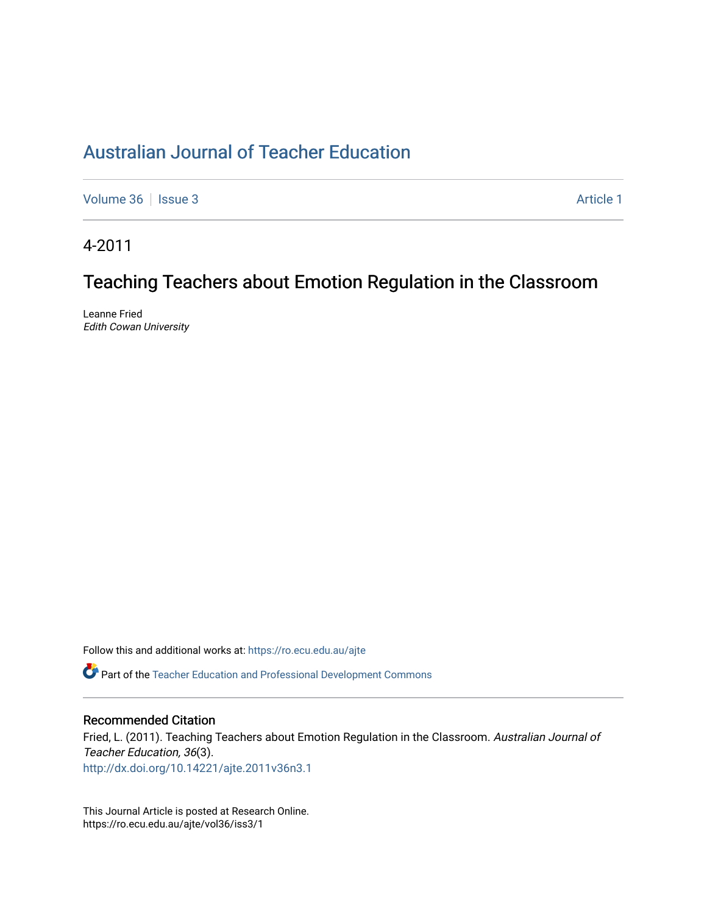# Australian Journal of Teacher Education

Volume 36 | Issue 3 | Article 1

4-2011

## Teaching Teachers about Emotion Regulation in the Classroom

Leanne Fried
*Edith Cowan University*

Follow this and additional works at: https://ro.ecu.edu.au/ajte

Part of the Teacher Education and Professional Development Commons

### Recommended Citation

Fried, L. (2011). Teaching Teachers about Emotion Regulation in the Classroom. *Australian Journal of Teacher Education, 36*(3).
http://dx.doi.org/10.14221/ajte.2011v36n3.1

This Journal Article is posted at Research Online.
https://ro.ecu.edu.au/ajte/vol36/iss3/1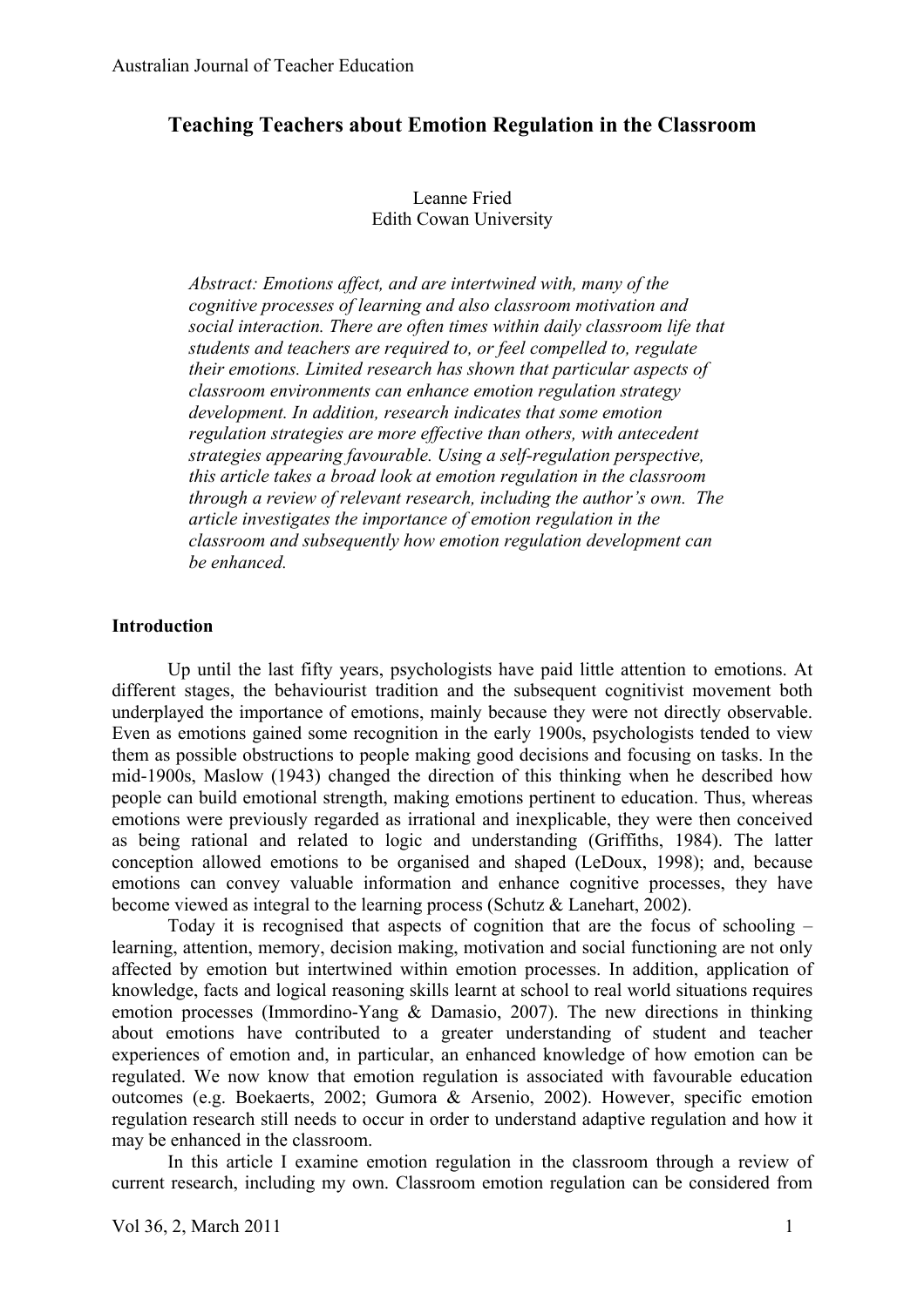# Teaching Teachers about Emotion Regulation in the Classroom

Leanne Fried
Edith Cowan University

*Abstract: Emotions affect, and are intertwined with, many of the cognitive processes of learning and also classroom motivation and social interaction. There are often times within daily classroom life that students and teachers are required to, or feel compelled to, regulate their emotions. Limited research has shown that particular aspects of classroom environments can enhance emotion regulation strategy development. In addition, research indicates that some emotion regulation strategies are more effective than others, with antecedent strategies appearing favourable. Using a self-regulation perspective, this article takes a broad look at emotion regulation in the classroom through a review of relevant research, including the author's own. The article investigates the importance of emotion regulation in the classroom and subsequently how emotion regulation development can be enhanced.*

## Introduction

Up until the last fifty years, psychologists have paid little attention to emotions. At different stages, the behaviourist tradition and the subsequent cognitivist movement both underplayed the importance of emotions, mainly because they were not directly observable. Even as emotions gained some recognition in the early 1900s, psychologists tended to view them as possible obstructions to people making good decisions and focusing on tasks. In the mid-1900s, Maslow (1943) changed the direction of this thinking when he described how people can build emotional strength, making emotions pertinent to education. Thus, whereas emotions were previously regarded as irrational and inexplicable, they were then conceived as being rational and related to logic and understanding (Griffiths, 1984). The latter conception allowed emotions to be organised and shaped (LeDoux, 1998); and, because emotions can convey valuable information and enhance cognitive processes, they have become viewed as integral to the learning process (Schutz & Lanehart, 2002).

Today it is recognised that aspects of cognition that are the focus of schooling – learning, attention, memory, decision making, motivation and social functioning are not only affected by emotion but intertwined within emotion processes. In addition, application of knowledge, facts and logical reasoning skills learnt at school to real world situations requires emotion processes (Immordino-Yang & Damasio, 2007). The new directions in thinking about emotions have contributed to a greater understanding of student and teacher experiences of emotion and, in particular, an enhanced knowledge of how emotion can be regulated. We now know that emotion regulation is associated with favourable education outcomes (e.g. Boekaerts, 2002; Gumora & Arsenio, 2002). However, specific emotion regulation research still needs to occur in order to understand adaptive regulation and how it may be enhanced in the classroom.

In this article I examine emotion regulation in the classroom through a review of current research, including my own. Classroom emotion regulation can be considered from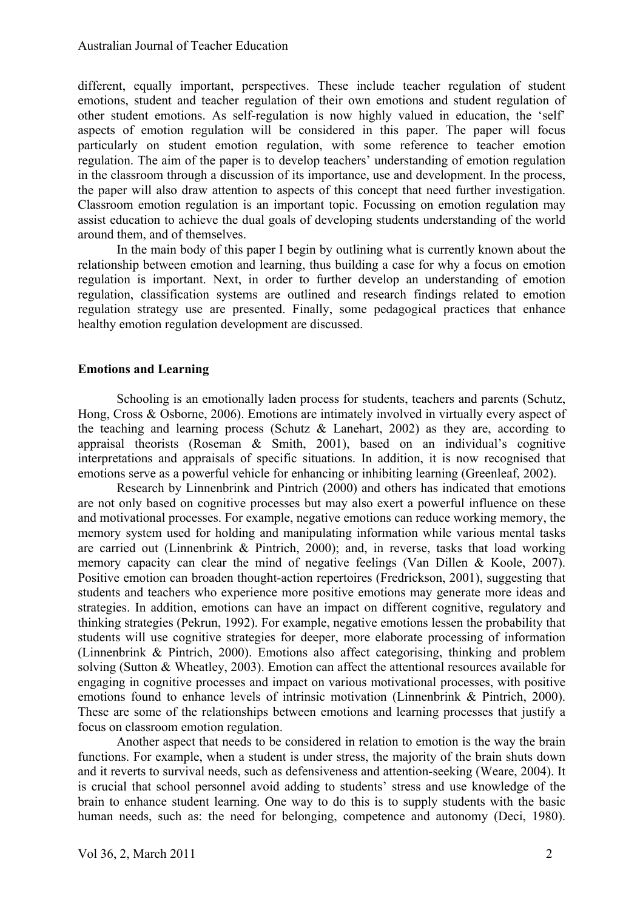different, equally important, perspectives. These include teacher regulation of student emotions, student and teacher regulation of their own emotions and student regulation of other student emotions. As self-regulation is now highly valued in education, the 'self' aspects of emotion regulation will be considered in this paper. The paper will focus particularly on student emotion regulation, with some reference to teacher emotion regulation. The aim of the paper is to develop teachers' understanding of emotion regulation in the classroom through a discussion of its importance, use and development. In the process, the paper will also draw attention to aspects of this concept that need further investigation. Classroom emotion regulation is an important topic. Focussing on emotion regulation may assist education to achieve the dual goals of developing students understanding of the world around them, and of themselves.

In the main body of this paper I begin by outlining what is currently known about the relationship between emotion and learning, thus building a case for why a focus on emotion regulation is important. Next, in order to further develop an understanding of emotion regulation, classification systems are outlined and research findings related to emotion regulation strategy use are presented. Finally, some pedagogical practices that enhance healthy emotion regulation development are discussed.

**Emotions and Learning**

Schooling is an emotionally laden process for students, teachers and parents (Schutz, Hong, Cross & Osborne, 2006). Emotions are intimately involved in virtually every aspect of the teaching and learning process (Schutz & Lanehart, 2002) as they are, according to appraisal theorists (Roseman & Smith, 2001), based on an individual's cognitive interpretations and appraisals of specific situations. In addition, it is now recognised that emotions serve as a powerful vehicle for enhancing or inhibiting learning (Greenleaf, 2002).

Research by Linnenbrink and Pintrich (2000) and others has indicated that emotions are not only based on cognitive processes but may also exert a powerful influence on these and motivational processes. For example, negative emotions can reduce working memory, the memory system used for holding and manipulating information while various mental tasks are carried out (Linnenbrink & Pintrich, 2000); and, in reverse, tasks that load working memory capacity can clear the mind of negative feelings (Van Dillen & Koole, 2007). Positive emotion can broaden thought-action repertoires (Fredrickson, 2001), suggesting that students and teachers who experience more positive emotions may generate more ideas and strategies. In addition, emotions can have an impact on different cognitive, regulatory and thinking strategies (Pekrun, 1992). For example, negative emotions lessen the probability that students will use cognitive strategies for deeper, more elaborate processing of information (Linnenbrink & Pintrich, 2000). Emotions also affect categorising, thinking and problem solving (Sutton & Wheatley, 2003). Emotion can affect the attentional resources available for engaging in cognitive processes and impact on various motivational processes, with positive emotions found to enhance levels of intrinsic motivation (Linnenbrink & Pintrich, 2000). These are some of the relationships between emotions and learning processes that justify a focus on classroom emotion regulation.

Another aspect that needs to be considered in relation to emotion is the way the brain functions. For example, when a student is under stress, the majority of the brain shuts down and it reverts to survival needs, such as defensiveness and attention-seeking (Weare, 2004). It is crucial that school personnel avoid adding to students' stress and use knowledge of the brain to enhance student learning. One way to do this is to supply students with the basic human needs, such as: the need for belonging, competence and autonomy (Deci, 1980).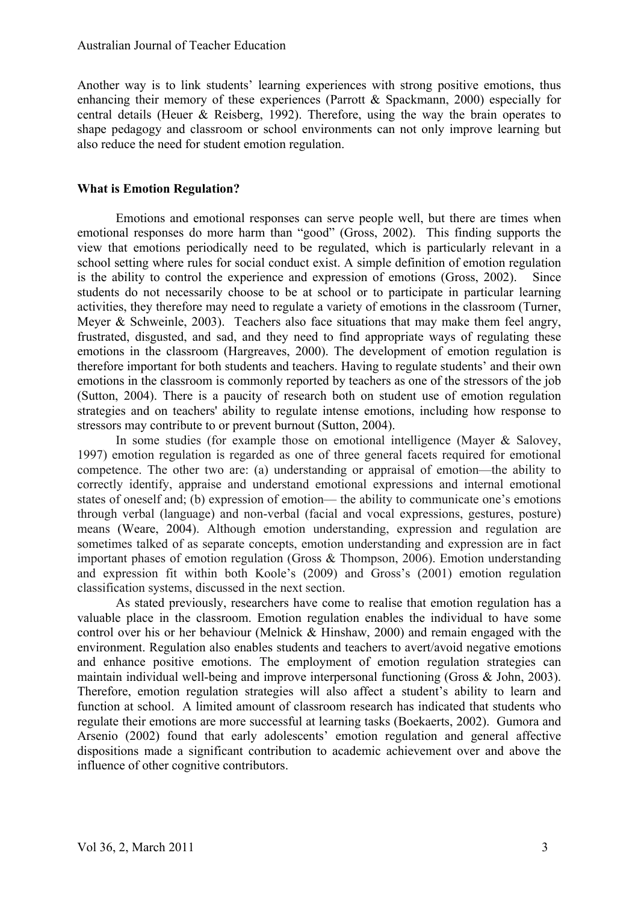Another way is to link students' learning experiences with strong positive emotions, thus enhancing their memory of these experiences (Parrott & Spackmann, 2000) especially for central details (Heuer & Reisberg, 1992). Therefore, using the way the brain operates to shape pedagogy and classroom or school environments can not only improve learning but also reduce the need for student emotion regulation.

**What is Emotion Regulation?**

Emotions and emotional responses can serve people well, but there are times when emotional responses do more harm than "good" (Gross, 2002). This finding supports the view that emotions periodically need to be regulated, which is particularly relevant in a school setting where rules for social conduct exist. A simple definition of emotion regulation is the ability to control the experience and expression of emotions (Gross, 2002). Since students do not necessarily choose to be at school or to participate in particular learning activities, they therefore may need to regulate a variety of emotions in the classroom (Turner, Meyer & Schweinle, 2003). Teachers also face situations that may make them feel angry, frustrated, disgusted, and sad, and they need to find appropriate ways of regulating these emotions in the classroom (Hargreaves, 2000). The development of emotion regulation is therefore important for both students and teachers. Having to regulate students' and their own emotions in the classroom is commonly reported by teachers as one of the stressors of the job (Sutton, 2004). There is a paucity of research both on student use of emotion regulation strategies and on teachers' ability to regulate intense emotions, including how response to stressors may contribute to or prevent burnout (Sutton, 2004).

In some studies (for example those on emotional intelligence (Mayer & Salovey, 1997) emotion regulation is regarded as one of three general facets required for emotional competence. The other two are: (a) understanding or appraisal of emotion—the ability to correctly identify, appraise and understand emotional expressions and internal emotional states of oneself and; (b) expression of emotion— the ability to communicate one's emotions through verbal (language) and non-verbal (facial and vocal expressions, gestures, posture) means (Weare, 2004). Although emotion understanding, expression and regulation are sometimes talked of as separate concepts, emotion understanding and expression are in fact important phases of emotion regulation (Gross & Thompson, 2006). Emotion understanding and expression fit within both Koole's (2009) and Gross's (2001) emotion regulation classification systems, discussed in the next section.

As stated previously, researchers have come to realise that emotion regulation has a valuable place in the classroom. Emotion regulation enables the individual to have some control over his or her behaviour (Melnick & Hinshaw, 2000) and remain engaged with the environment. Regulation also enables students and teachers to avert/avoid negative emotions and enhance positive emotions. The employment of emotion regulation strategies can maintain individual well-being and improve interpersonal functioning (Gross & John, 2003). Therefore, emotion regulation strategies will also affect a student's ability to learn and function at school. A limited amount of classroom research has indicated that students who regulate their emotions are more successful at learning tasks (Boekaerts, 2002). Gumora and Arsenio (2002) found that early adolescents' emotion regulation and general affective dispositions made a significant contribution to academic achievement over and above the influence of other cognitive contributors.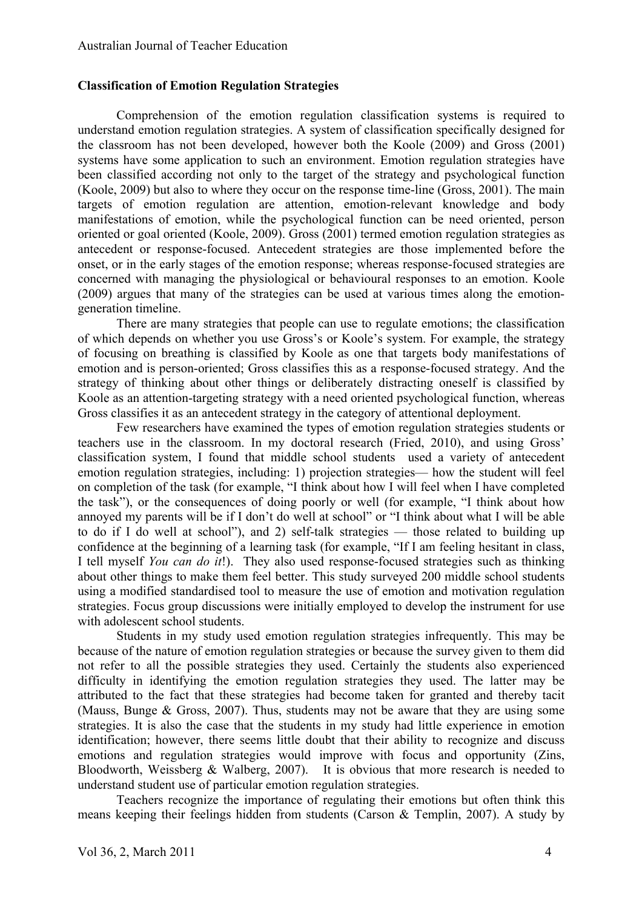**Classification of Emotion Regulation Strategies**

Comprehension of the emotion regulation classification systems is required to understand emotion regulation strategies. A system of classification specifically designed for the classroom has not been developed, however both the Koole (2009) and Gross (2001) systems have some application to such an environment. Emotion regulation strategies have been classified according not only to the target of the strategy and psychological function (Koole, 2009) but also to where they occur on the response time-line (Gross, 2001). The main targets of emotion regulation are attention, emotion-relevant knowledge and body manifestations of emotion, while the psychological function can be need oriented, person oriented or goal oriented (Koole, 2009). Gross (2001) termed emotion regulation strategies as antecedent or response-focused. Antecedent strategies are those implemented before the onset, or in the early stages of the emotion response; whereas response-focused strategies are concerned with managing the physiological or behavioural responses to an emotion. Koole (2009) argues that many of the strategies can be used at various times along the emotion-generation timeline.

There are many strategies that people can use to regulate emotions; the classification of which depends on whether you use Gross's or Koole's system. For example, the strategy of focusing on breathing is classified by Koole as one that targets body manifestations of emotion and is person-oriented; Gross classifies this as a response-focused strategy. And the strategy of thinking about other things or deliberately distracting oneself is classified by Koole as an attention-targeting strategy with a need oriented psychological function, whereas Gross classifies it as an antecedent strategy in the category of attentional deployment.

Few researchers have examined the types of emotion regulation strategies students or teachers use in the classroom. In my doctoral research (Fried, 2010), and using Gross' classification system, I found that middle school students used a variety of antecedent emotion regulation strategies, including: 1) projection strategies— how the student will feel on completion of the task (for example, "I think about how I will feel when I have completed the task"), or the consequences of doing poorly or well (for example, "I think about how annoyed my parents will be if I don't do well at school" or "I think about what I will be able to do if I do well at school"), and 2) self-talk strategies — those related to building up confidence at the beginning of a learning task (for example, "If I am feeling hesitant in class, I tell myself *You can do it*!). They also used response-focused strategies such as thinking about other things to make them feel better. This study surveyed 200 middle school students using a modified standardised tool to measure the use of emotion and motivation regulation strategies. Focus group discussions were initially employed to develop the instrument for use with adolescent school students.

Students in my study used emotion regulation strategies infrequently. This may be because of the nature of emotion regulation strategies or because the survey given to them did not refer to all the possible strategies they used. Certainly the students also experienced difficulty in identifying the emotion regulation strategies they used. The latter may be attributed to the fact that these strategies had become taken for granted and thereby tacit (Mauss, Bunge & Gross, 2007). Thus, students may not be aware that they are using some strategies. It is also the case that the students in my study had little experience in emotion identification; however, there seems little doubt that their ability to recognize and discuss emotions and regulation strategies would improve with focus and opportunity (Zins, Bloodworth, Weissberg & Walberg, 2007). It is obvious that more research is needed to understand student use of particular emotion regulation strategies.

Teachers recognize the importance of regulating their emotions but often think this means keeping their feelings hidden from students (Carson & Templin, 2007). A study by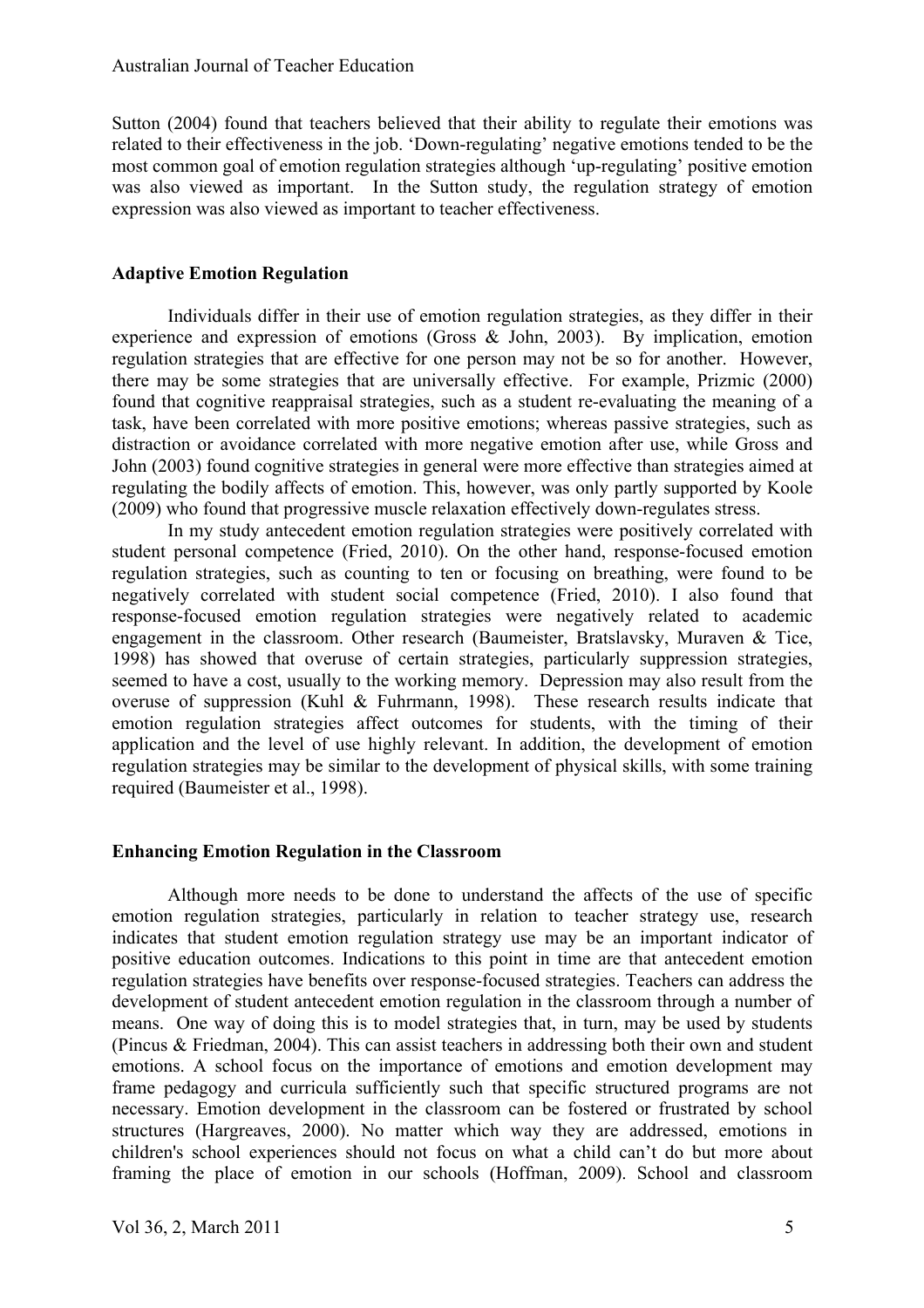Sutton (2004) found that teachers believed that their ability to regulate their emotions was related to their effectiveness in the job. 'Down-regulating' negative emotions tended to be the most common goal of emotion regulation strategies although 'up-regulating' positive emotion was also viewed as important. In the Sutton study, the regulation strategy of emotion expression was also viewed as important to teacher effectiveness.

## Adaptive Emotion Regulation

Individuals differ in their use of emotion regulation strategies, as they differ in their experience and expression of emotions (Gross & John, 2003). By implication, emotion regulation strategies that are effective for one person may not be so for another. However, there may be some strategies that are universally effective. For example, Prizmic (2000) found that cognitive reappraisal strategies, such as a student re-evaluating the meaning of a task, have been correlated with more positive emotions; whereas passive strategies, such as distraction or avoidance correlated with more negative emotion after use, while Gross and John (2003) found cognitive strategies in general were more effective than strategies aimed at regulating the bodily affects of emotion. This, however, was only partly supported by Koole (2009) who found that progressive muscle relaxation effectively down-regulates stress.

In my study antecedent emotion regulation strategies were positively correlated with student personal competence (Fried, 2010). On the other hand, response-focused emotion regulation strategies, such as counting to ten or focusing on breathing, were found to be negatively correlated with student social competence (Fried, 2010). I also found that response-focused emotion regulation strategies were negatively related to academic engagement in the classroom. Other research (Baumeister, Bratslavsky, Muraven & Tice, 1998) has showed that overuse of certain strategies, particularly suppression strategies, seemed to have a cost, usually to the working memory. Depression may also result from the overuse of suppression (Kuhl & Fuhrmann, 1998). These research results indicate that emotion regulation strategies affect outcomes for students, with the timing of their application and the level of use highly relevant. In addition, the development of emotion regulation strategies may be similar to the development of physical skills, with some training required (Baumeister et al., 1998).

## Enhancing Emotion Regulation in the Classroom

Although more needs to be done to understand the affects of the use of specific emotion regulation strategies, particularly in relation to teacher strategy use, research indicates that student emotion regulation strategy use may be an important indicator of positive education outcomes. Indications to this point in time are that antecedent emotion regulation strategies have benefits over response-focused strategies. Teachers can address the development of student antecedent emotion regulation in the classroom through a number of means. One way of doing this is to model strategies that, in turn, may be used by students (Pincus & Friedman, 2004). This can assist teachers in addressing both their own and student emotions. A school focus on the importance of emotions and emotion development may frame pedagogy and curricula sufficiently such that specific structured programs are not necessary. Emotion development in the classroom can be fostered or frustrated by school structures (Hargreaves, 2000). No matter which way they are addressed, emotions in children's school experiences should not focus on what a child can't do but more about framing the place of emotion in our schools (Hoffman, 2009). School and classroom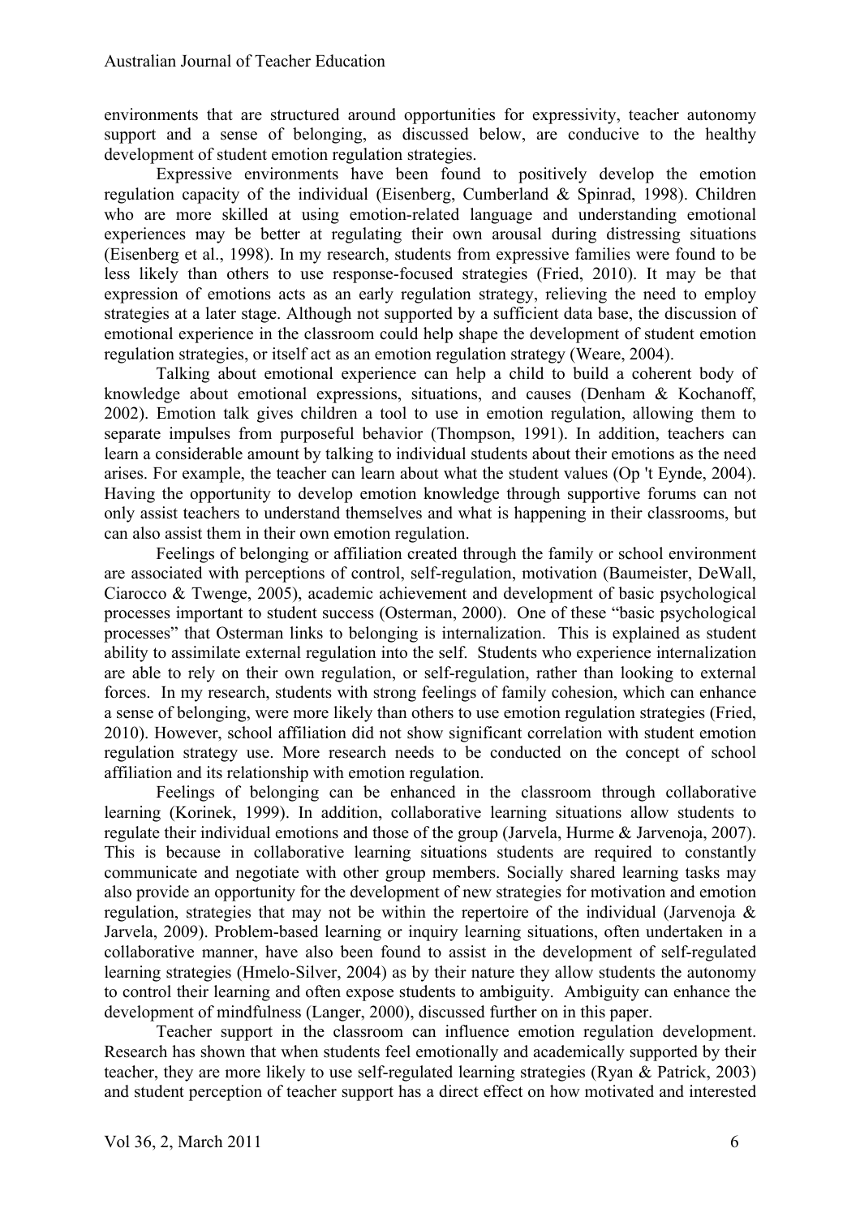environments that are structured around opportunities for expressivity, teacher autonomy support and a sense of belonging, as discussed below, are conducive to the healthy development of student emotion regulation strategies.

Expressive environments have been found to positively develop the emotion regulation capacity of the individual (Eisenberg, Cumberland & Spinrad, 1998). Children who are more skilled at using emotion-related language and understanding emotional experiences may be better at regulating their own arousal during distressing situations (Eisenberg et al., 1998). In my research, students from expressive families were found to be less likely than others to use response-focused strategies (Fried, 2010). It may be that expression of emotions acts as an early regulation strategy, relieving the need to employ strategies at a later stage. Although not supported by a sufficient data base, the discussion of emotional experience in the classroom could help shape the development of student emotion regulation strategies, or itself act as an emotion regulation strategy (Weare, 2004).

Talking about emotional experience can help a child to build a coherent body of knowledge about emotional expressions, situations, and causes (Denham & Kochanoff, 2002). Emotion talk gives children a tool to use in emotion regulation, allowing them to separate impulses from purposeful behavior (Thompson, 1991). In addition, teachers can learn a considerable amount by talking to individual students about their emotions as the need arises. For example, the teacher can learn about what the student values (Op 't Eynde, 2004). Having the opportunity to develop emotion knowledge through supportive forums can not only assist teachers to understand themselves and what is happening in their classrooms, but can also assist them in their own emotion regulation.

Feelings of belonging or affiliation created through the family or school environment are associated with perceptions of control, self-regulation, motivation (Baumeister, DeWall, Ciarocco & Twenge, 2005), academic achievement and development of basic psychological processes important to student success (Osterman, 2000). One of these "basic psychological processes" that Osterman links to belonging is internalization. This is explained as student ability to assimilate external regulation into the self. Students who experience internalization are able to rely on their own regulation, or self-regulation, rather than looking to external forces. In my research, students with strong feelings of family cohesion, which can enhance a sense of belonging, were more likely than others to use emotion regulation strategies (Fried, 2010). However, school affiliation did not show significant correlation with student emotion regulation strategy use. More research needs to be conducted on the concept of school affiliation and its relationship with emotion regulation.

Feelings of belonging can be enhanced in the classroom through collaborative learning (Korinek, 1999). In addition, collaborative learning situations allow students to regulate their individual emotions and those of the group (Jarvela, Hurme & Jarvenoja, 2007). This is because in collaborative learning situations students are required to constantly communicate and negotiate with other group members. Socially shared learning tasks may also provide an opportunity for the development of new strategies for motivation and emotion regulation, strategies that may not be within the repertoire of the individual (Jarvenoja & Jarvela, 2009). Problem-based learning or inquiry learning situations, often undertaken in a collaborative manner, have also been found to assist in the development of self-regulated learning strategies (Hmelo-Silver, 2004) as by their nature they allow students the autonomy to control their learning and often expose students to ambiguity. Ambiguity can enhance the development of mindfulness (Langer, 2000), discussed further on in this paper.

Teacher support in the classroom can influence emotion regulation development. Research has shown that when students feel emotionally and academically supported by their teacher, they are more likely to use self-regulated learning strategies (Ryan & Patrick, 2003) and student perception of teacher support has a direct effect on how motivated and interested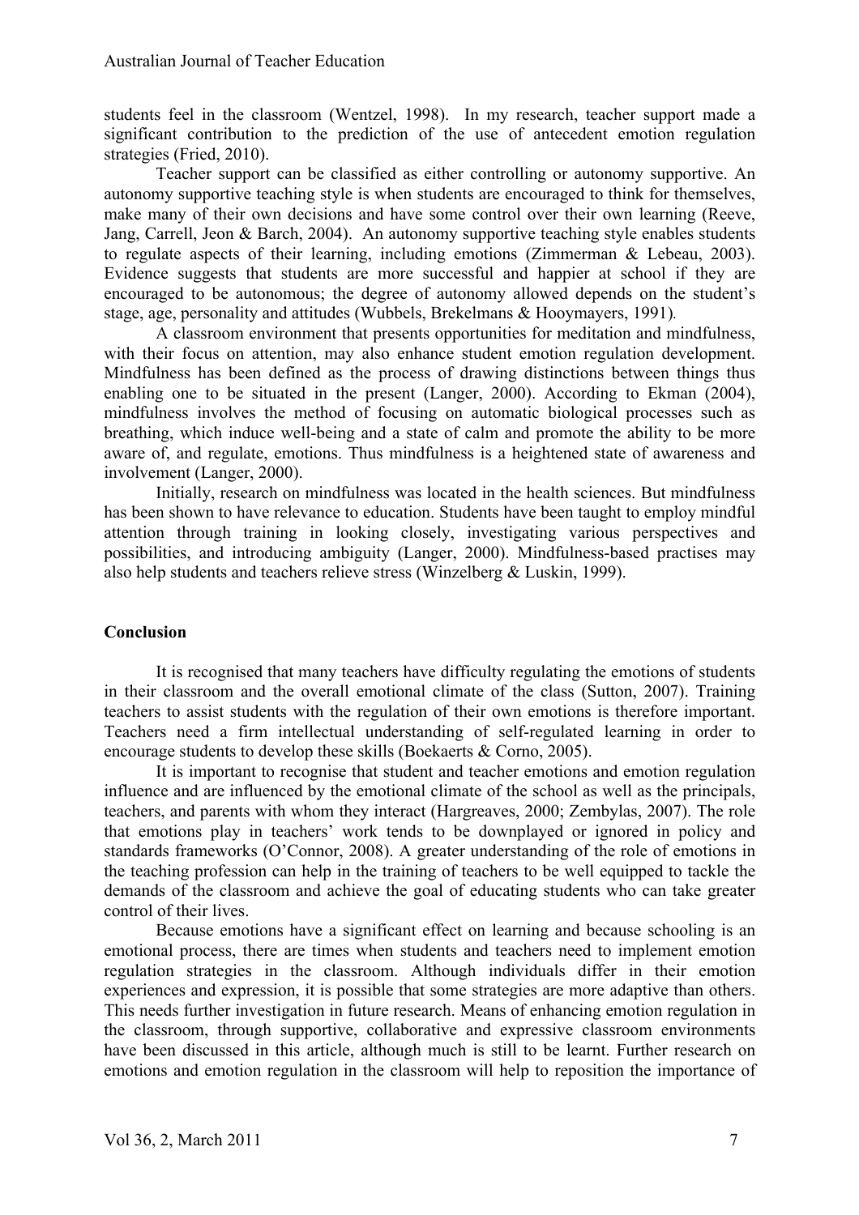students feel in the classroom (Wentzel, 1998). In my research, teacher support made a significant contribution to the prediction of the use of antecedent emotion regulation strategies (Fried, 2010).

Teacher support can be classified as either controlling or autonomy supportive. An autonomy supportive teaching style is when students are encouraged to think for themselves, make many of their own decisions and have some control over their own learning (Reeve, Jang, Carrell, Jeon & Barch, 2004). An autonomy supportive teaching style enables students to regulate aspects of their learning, including emotions (Zimmerman & Lebeau, 2003). Evidence suggests that students are more successful and happier at school if they are encouraged to be autonomous; the degree of autonomy allowed depends on the student's stage, age, personality and attitudes (Wubbels, Brekelmans & Hooymayers, 1991).

A classroom environment that presents opportunities for meditation and mindfulness, with their focus on attention, may also enhance student emotion regulation development. Mindfulness has been defined as the process of drawing distinctions between things thus enabling one to be situated in the present (Langer, 2000). According to Ekman (2004), mindfulness involves the method of focusing on automatic biological processes such as breathing, which induce well-being and a state of calm and promote the ability to be more aware of, and regulate, emotions. Thus mindfulness is a heightened state of awareness and involvement (Langer, 2000).

Initially, research on mindfulness was located in the health sciences. But mindfulness has been shown to have relevance to education. Students have been taught to employ mindful attention through training in looking closely, investigating various perspectives and possibilities, and introducing ambiguity (Langer, 2000). Mindfulness-based practises may also help students and teachers relieve stress (Winzelberg & Luskin, 1999).

## Conclusion

It is recognised that many teachers have difficulty regulating the emotions of students in their classroom and the overall emotional climate of the class (Sutton, 2007). Training teachers to assist students with the regulation of their own emotions is therefore important. Teachers need a firm intellectual understanding of self-regulated learning in order to encourage students to develop these skills (Boekaerts & Corno, 2005).

It is important to recognise that student and teacher emotions and emotion regulation influence and are influenced by the emotional climate of the school as well as the principals, teachers, and parents with whom they interact (Hargreaves, 2000; Zembylas, 2007). The role that emotions play in teachers' work tends to be downplayed or ignored in policy and standards frameworks (O'Connor, 2008). A greater understanding of the role of emotions in the teaching profession can help in the training of teachers to be well equipped to tackle the demands of the classroom and achieve the goal of educating students who can take greater control of their lives.

Because emotions have a significant effect on learning and because schooling is an emotional process, there are times when students and teachers need to implement emotion regulation strategies in the classroom. Although individuals differ in their emotion experiences and expression, it is possible that some strategies are more adaptive than others. This needs further investigation in future research. Means of enhancing emotion regulation in the classroom, through supportive, collaborative and expressive classroom environments have been discussed in this article, although much is still to be learnt. Further research on emotions and emotion regulation in the classroom will help to reposition the importance of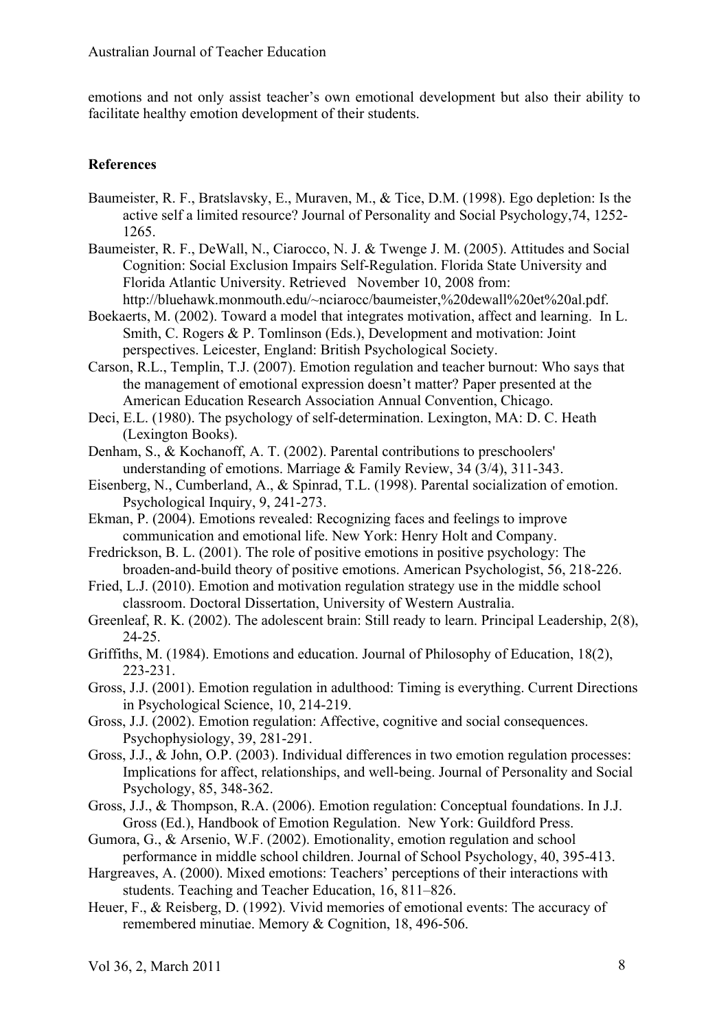emotions and not only assist teacher's own emotional development but also their ability to facilitate healthy emotion development of their students.

**References**

Baumeister, R. F., Bratslavsky, E., Muraven, M., & Tice, D.M. (1998). Ego depletion: Is the active self a limited resource? Journal of Personality and Social Psychology,74, 1252-1265.

Baumeister, R. F., DeWall, N., Ciarocco, N. J. & Twenge J. M. (2005). Attitudes and Social Cognition: Social Exclusion Impairs Self-Regulation. Florida State University and Florida Atlantic University. Retrieved November 10, 2008 from: http://bluehawk.monmouth.edu/~nciarocc/baumeister,%20dewall%20et%20al.pdf.

Boekaerts, M. (2002). Toward a model that integrates motivation, affect and learning. In L. Smith, C. Rogers & P. Tomlinson (Eds.), Development and motivation: Joint perspectives. Leicester, England: British Psychological Society.

Carson, R.L., Templin, T.J. (2007). Emotion regulation and teacher burnout: Who says that the management of emotional expression doesn't matter? Paper presented at the American Education Research Association Annual Convention, Chicago.

Deci, E.L. (1980). The psychology of self-determination. Lexington, MA: D. C. Heath (Lexington Books).

Denham, S., & Kochanoff, A. T. (2002). Parental contributions to preschoolers' understanding of emotions. Marriage & Family Review, 34 (3/4), 311-343.

Eisenberg, N., Cumberland, A., & Spinrad, T.L. (1998). Parental socialization of emotion. Psychological Inquiry, 9, 241-273.

Ekman, P. (2004). Emotions revealed: Recognizing faces and feelings to improve communication and emotional life. New York: Henry Holt and Company.

Fredrickson, B. L. (2001). The role of positive emotions in positive psychology: The broaden-and-build theory of positive emotions. American Psychologist, 56, 218-226.

Fried, L.J. (2010). Emotion and motivation regulation strategy use in the middle school classroom. Doctoral Dissertation, University of Western Australia.

Greenleaf, R. K. (2002). The adolescent brain: Still ready to learn. Principal Leadership, 2(8), 24-25.

Griffiths, M. (1984). Emotions and education. Journal of Philosophy of Education, 18(2), 223-231.

Gross, J.J. (2001). Emotion regulation in adulthood: Timing is everything. Current Directions in Psychological Science, 10, 214-219.

Gross, J.J. (2002). Emotion regulation: Affective, cognitive and social consequences. Psychophysiology, 39, 281-291.

Gross, J.J., & John, O.P. (2003). Individual differences in two emotion regulation processes: Implications for affect, relationships, and well-being. Journal of Personality and Social Psychology, 85, 348-362.

Gross, J.J., & Thompson, R.A. (2006). Emotion regulation: Conceptual foundations. In J.J. Gross (Ed.), Handbook of Emotion Regulation. New York: Guildford Press.

Gumora, G., & Arsenio, W.F. (2002). Emotionality, emotion regulation and school performance in middle school children. Journal of School Psychology, 40, 395-413.

Hargreaves, A. (2000). Mixed emotions: Teachers' perceptions of their interactions with students. Teaching and Teacher Education, 16, 811–826.

Heuer, F., & Reisberg, D. (1992). Vivid memories of emotional events: The accuracy of remembered minutiae. Memory & Cognition, 18, 496-506.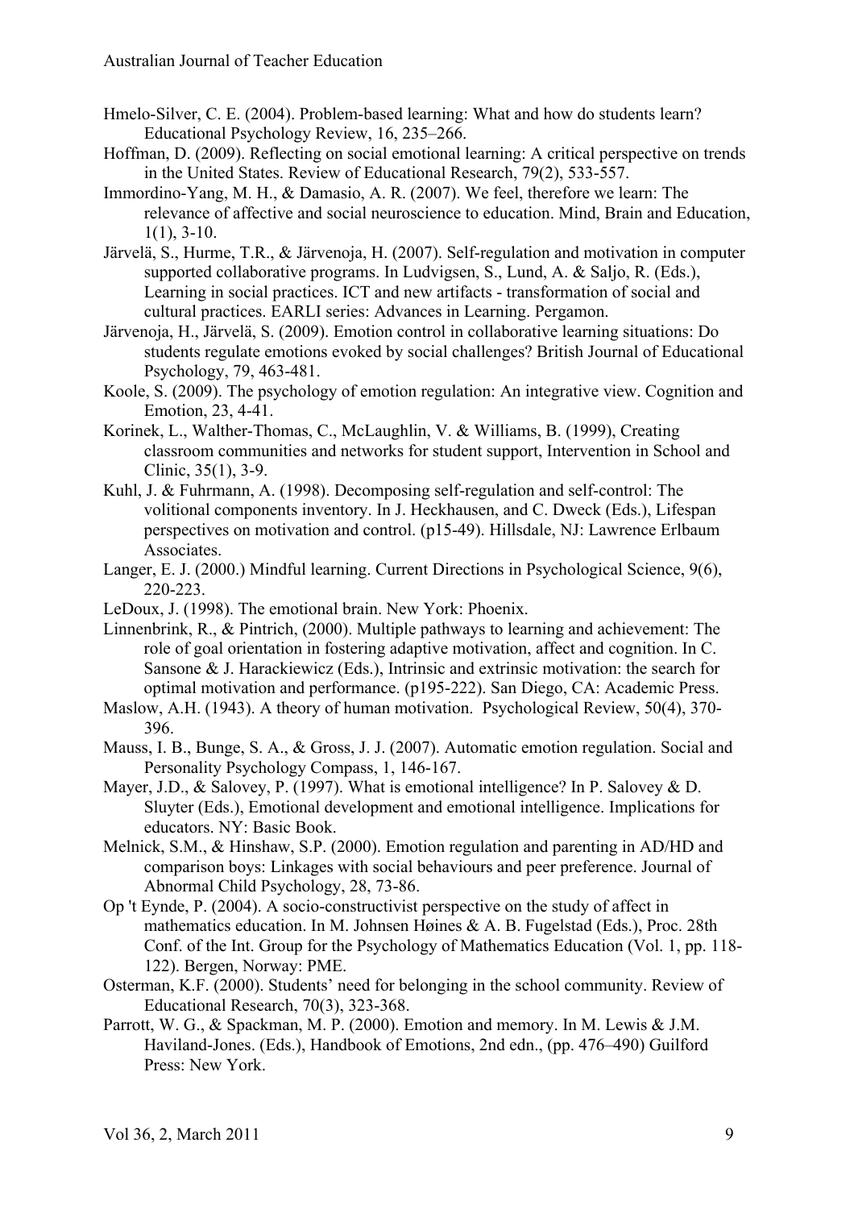Hmelo-Silver, C. E. (2004). Problem-based learning: What and how do students learn? Educational Psychology Review, 16, 235–266.

Hoffman, D. (2009). Reflecting on social emotional learning: A critical perspective on trends in the United States. Review of Educational Research, 79(2), 533-557.

Immordino-Yang, M. H., & Damasio, A. R. (2007). We feel, therefore we learn: The relevance of affective and social neuroscience to education. Mind, Brain and Education, 1(1), 3-10.

Järvelä, S., Hurme, T.R., & Järvenoja, H. (2007). Self-regulation and motivation in computer supported collaborative programs. In Ludvigsen, S., Lund, A. & Saljo, R. (Eds.), Learning in social practices. ICT and new artifacts - transformation of social and cultural practices. EARLI series: Advances in Learning. Pergamon.

Järvenoja, H., Järvelä, S. (2009). Emotion control in collaborative learning situations: Do students regulate emotions evoked by social challenges? British Journal of Educational Psychology, 79, 463-481.

Koole, S. (2009). The psychology of emotion regulation: An integrative view. Cognition and Emotion, 23, 4-41.

Korinek, L., Walther-Thomas, C., McLaughlin, V. & Williams, B. (1999), Creating classroom communities and networks for student support, Intervention in School and Clinic, 35(1), 3-9.

Kuhl, J. & Fuhrmann, A. (1998). Decomposing self-regulation and self-control: The volitional components inventory. In J. Heckhausen, and C. Dweck (Eds.), Lifespan perspectives on motivation and control. (p15-49). Hillsdale, NJ: Lawrence Erlbaum Associates.

Langer, E. J. (2000.) Mindful learning. Current Directions in Psychological Science, 9(6), 220-223.

LeDoux, J. (1998). The emotional brain. New York: Phoenix.

Linnenbrink, R., & Pintrich, (2000). Multiple pathways to learning and achievement: The role of goal orientation in fostering adaptive motivation, affect and cognition. In C. Sansone & J. Harackiewicz (Eds.), Intrinsic and extrinsic motivation: the search for optimal motivation and performance. (p195-222). San Diego, CA: Academic Press.

Maslow, A.H. (1943). A theory of human motivation. Psychological Review, 50(4), 370-396.

Mauss, I. B., Bunge, S. A., & Gross, J. J. (2007). Automatic emotion regulation. Social and Personality Psychology Compass, 1, 146-167.

Mayer, J.D., & Salovey, P. (1997). What is emotional intelligence? In P. Salovey & D. Sluyter (Eds.), Emotional development and emotional intelligence. Implications for educators. NY: Basic Book.

Melnick, S.M., & Hinshaw, S.P. (2000). Emotion regulation and parenting in AD/HD and comparison boys: Linkages with social behaviours and peer preference. Journal of Abnormal Child Psychology, 28, 73-86.

Op 't Eynde, P. (2004). A socio-constructivist perspective on the study of affect in mathematics education. In M. Johnsen Høines & A. B. Fugelstad (Eds.), Proc. 28th Conf. of the Int. Group for the Psychology of Mathematics Education (Vol. 1, pp. 118-122). Bergen, Norway: PME.

Osterman, K.F. (2000). Students' need for belonging in the school community. Review of Educational Research, 70(3), 323-368.

Parrott, W. G., & Spackman, M. P. (2000). Emotion and memory. In M. Lewis & J.M. Haviland-Jones. (Eds.), Handbook of Emotions, 2nd edn., (pp. 476–490) Guilford Press: New York.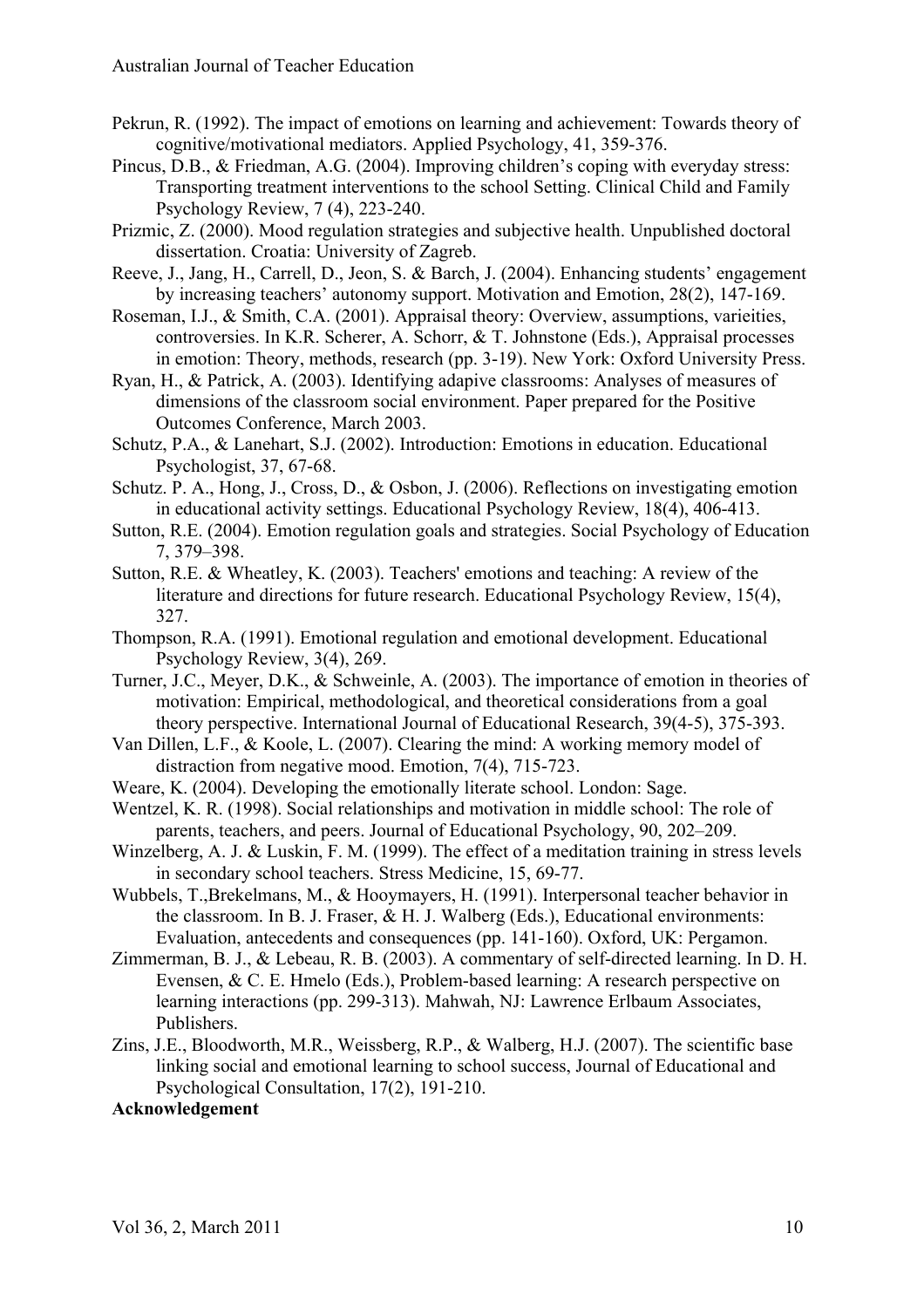Pekrun, R. (1992). The impact of emotions on learning and achievement: Towards theory of cognitive/motivational mediators. Applied Psychology, 41, 359-376.

Pincus, D.B., & Friedman, A.G. (2004). Improving children's coping with everyday stress: Transporting treatment interventions to the school Setting. Clinical Child and Family Psychology Review, 7 (4), 223-240.

Prizmic, Z. (2000). Mood regulation strategies and subjective health. Unpublished doctoral dissertation. Croatia: University of Zagreb.

Reeve, J., Jang, H., Carrell, D., Jeon, S. & Barch, J. (2004). Enhancing students' engagement by increasing teachers' autonomy support. Motivation and Emotion, 28(2), 147-169.

Roseman, I.J., & Smith, C.A. (2001). Appraisal theory: Overview, assumptions, varieities, controversies. In K.R. Scherer, A. Schorr, & T. Johnstone (Eds.), Appraisal processes in emotion: Theory, methods, research (pp. 3-19). New York: Oxford University Press.

Ryan, H., & Patrick, A. (2003). Identifying adapive classrooms: Analyses of measures of dimensions of the classroom social environment. Paper prepared for the Positive Outcomes Conference, March 2003.

Schutz, P.A., & Lanehart, S.J. (2002). Introduction: Emotions in education. Educational Psychologist, 37, 67-68.

Schutz. P. A., Hong, J., Cross, D., & Osbon, J. (2006). Reflections on investigating emotion in educational activity settings. Educational Psychology Review, 18(4), 406-413.

Sutton, R.E. (2004). Emotion regulation goals and strategies. Social Psychology of Education 7, 379–398.

Sutton, R.E. & Wheatley, K. (2003). Teachers' emotions and teaching: A review of the literature and directions for future research. Educational Psychology Review, 15(4), 327.

Thompson, R.A. (1991). Emotional regulation and emotional development. Educational Psychology Review, 3(4), 269.

Turner, J.C., Meyer, D.K., & Schweinle, A. (2003). The importance of emotion in theories of motivation: Empirical, methodological, and theoretical considerations from a goal theory perspective. International Journal of Educational Research, 39(4-5), 375-393.

Van Dillen, L.F., & Koole, L. (2007). Clearing the mind: A working memory model of distraction from negative mood. Emotion, 7(4), 715-723.

Weare, K. (2004). Developing the emotionally literate school. London: Sage.

Wentzel, K. R. (1998). Social relationships and motivation in middle school: The role of parents, teachers, and peers. Journal of Educational Psychology, 90, 202–209.

Winzelberg, A. J. & Luskin, F. M. (1999). The effect of a meditation training in stress levels in secondary school teachers. Stress Medicine, 15, 69-77.

Wubbels, T.,Brekelmans, M., & Hooymayers, H. (1991). Interpersonal teacher behavior in the classroom. In B. J. Fraser, & H. J. Walberg (Eds.), Educational environments: Evaluation, antecedents and consequences (pp. 141-160). Oxford, UK: Pergamon.

Zimmerman, B. J., & Lebeau, R. B. (2003). A commentary of self-directed learning. In D. H. Evensen, & C. E. Hmelo (Eds.), Problem-based learning: A research perspective on learning interactions (pp. 299-313). Mahwah, NJ: Lawrence Erlbaum Associates, Publishers.

Zins, J.E., Bloodworth, M.R., Weissberg, R.P., & Walberg, H.J. (2007). The scientific base linking social and emotional learning to school success, Journal of Educational and Psychological Consultation, 17(2), 191-210.

**Acknowledgement**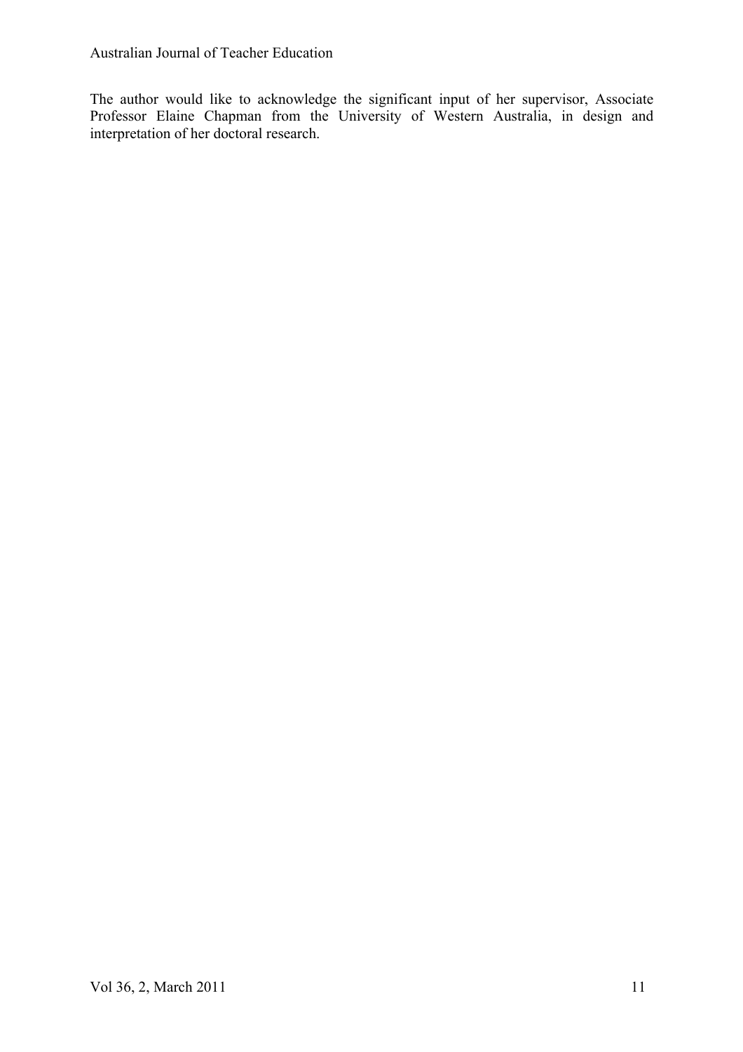The author would like to acknowledge the significant input of her supervisor, Associate Professor Elaine Chapman from the University of Western Australia, in design and interpretation of her doctoral research.